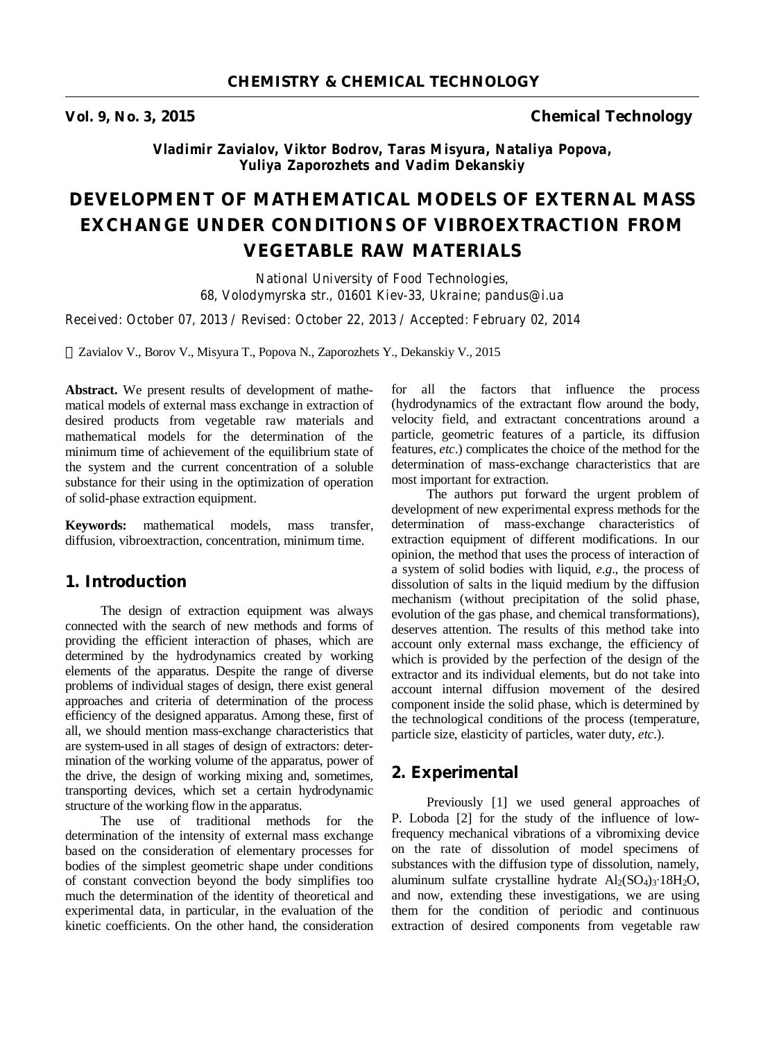**CHEMISTRY & CHEMICAL TECHNOLOGY**

**Vol. 9, No. 3, 2015** **Chemical Technology**

***Vladimir Zavialov, Viktor Bodrov, Taras Misyura, Nataliya Popova, Yuliya Zaporozhets and Vadim Dekanskiy***

# DEVELOPMENT OF MATHEMATICAL MODELS OF EXTERNAL MASS EXCHANGE UNDER CONDITIONS OF VIBROEXTRACTION FROM VEGETABLE RAW MATERIALS

National University of Food Technologies,
68, Volodymyrska str., 01601 Kiev-33, Ukraine; pandus@i.ua

Received: October 07, 2013 / Revised: October 22, 2013 / Accepted: February 02, 2014

© Zavialov V., Borov V., Misyura T., Popova N., Zaporozhets Y., Dekanskiy V., 2015

**Abstract.** We present results of development of mathematical models of external mass exchange in extraction of desired products from vegetable raw materials and mathematical models for the determination of the minimum time of achievement of the equilibrium state of the system and the current concentration of a soluble substance for their using in the optimization of operation of solid-phase extraction equipment.

**Keywords:** mathematical models, mass transfer, diffusion, vibroextraction, concentration, minimum time.

## 1. Introduction

The design of extraction equipment was always connected with the search of new methods and forms of providing the efficient interaction of phases, which are determined by the hydrodynamics created by working elements of the apparatus. Despite the range of diverse problems of individual stages of design, there exist general approaches and criteria of determination of the process efficiency of the designed apparatus. Among these, first of all, we should mention mass-exchange characteristics that are system-used in all stages of design of extractors: determination of the working volume of the apparatus, power of the drive, the design of working mixing and, sometimes, transporting devices, which set a certain hydrodynamic structure of the working flow in the apparatus.

The use of traditional methods for the determination of the intensity of external mass exchange based on the consideration of elementary processes for bodies of the simplest geometric shape under conditions of constant convection beyond the body simplifies too much the determination of the identity of theoretical and experimental data, in particular, in the evaluation of the kinetic coefficients. On the other hand, the consideration for all the factors that influence the process (hydrodynamics of the extractant flow around the body, velocity field, and extractant concentrations around a particle, geometric features of a particle, its diffusion features, *etc*.) complicates the choice of the method for the determination of mass-exchange characteristics that are most important for extraction.

The authors put forward the urgent problem of development of new experimental express methods for the determination of mass-exchange characteristics of extraction equipment of different modifications. In our opinion, the method that uses the process of interaction of a system of solid bodies with liquid, *e.g*., the process of dissolution of salts in the liquid medium by the diffusion mechanism (without precipitation of the solid phase, evolution of the gas phase, and chemical transformations), deserves attention. The results of this method take into account only external mass exchange, the efficiency of which is provided by the perfection of the design of the extractor and its individual elements, but do not take into account internal diffusion movement of the desired component inside the solid phase, which is determined by the technological conditions of the process (temperature, particle size, elasticity of particles, water duty, *etc*.).

## 2. Experimental

Previously [1] we used general approaches of P. Loboda [2] for the study of the influence of low-frequency mechanical vibrations of a vibromixing device on the rate of dissolution of model specimens of substances with the diffusion type of dissolution, namely, aluminum sulfate crystalline hydrate $Al_2(SO_4)_3{\cdot}18H_2O$, and now, extending these investigations, we are using them for the condition of periodic and continuous extraction of desired components from vegetable raw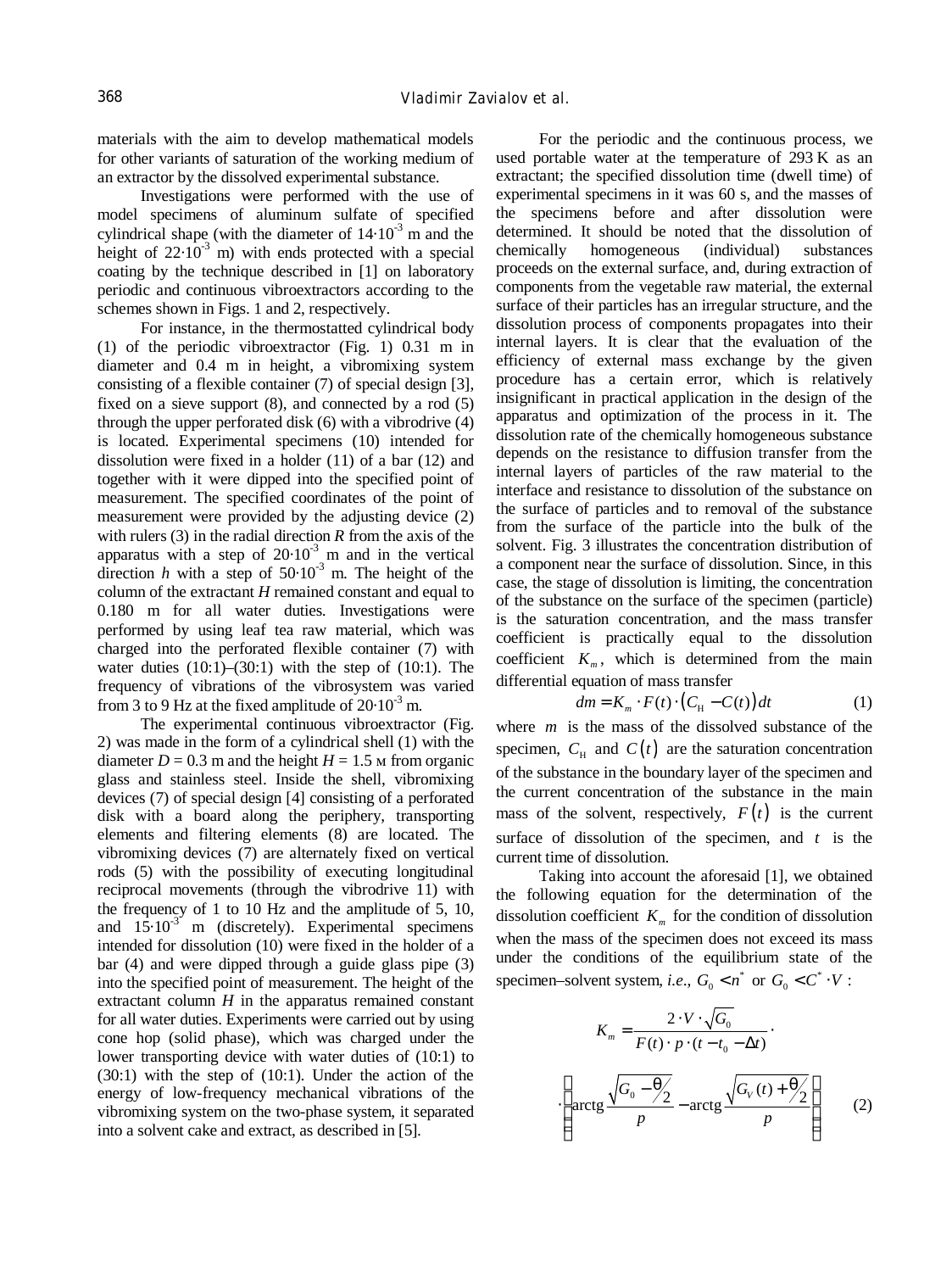materials with the aim to develop mathematical models for other variants of saturation of the working medium of an extractor by the dissolved experimental substance.

Investigations were performed with the use of model specimens of aluminum sulfate of specified cylindrical shape (with the diameter of $14{\cdot}10^{-3}$ m and the height of $22{\cdot}10^{-3}$ m) with ends protected with a special coating by the technique described in [1] on laboratory periodic and continuous vibroextractors according to the schemes shown in Figs. 1 and 2, respectively.

For instance, in the thermostatted cylindrical body (1) of the periodic vibroextractor (Fig. 1) 0.31 m in diameter and 0.4 m in height, a vibromixing system consisting of a flexible container (7) of special design [3], fixed on a sieve support (8), and connected by a rod (5) through the upper perforated disk (6) with a vibrodrive (4) is located. Experimental specimens (10) intended for dissolution were fixed in a holder (11) of a bar (12) and together with it were dipped into the specified point of measurement. The specified coordinates of the point of measurement were provided by the adjusting device (2) with rulers (3) in the radial direction $R$ from the axis of the apparatus with a step of $20{\cdot}10^{-3}$ m and in the vertical direction $h$ with a step of $50{\cdot}10^{-3}$ m. The height of the column of the extractant $H$ remained constant and equal to 0.180 m for all water duties. Investigations were performed by using leaf tea raw material, which was charged into the perforated flexible container (7) with water duties (10:1)–(30:1) with the step of (10:1). The frequency of vibrations of the vibrosystem was varied from 3 to 9 Hz at the fixed amplitude of $20{\cdot}10^{-3}$ m.

The experimental continuous vibroextractor (Fig. 2) was made in the form of a cylindrical shell (1) with the diameter $D$ = 0.3 m and the height $H$ = 1.5 м from organic glass and stainless steel. Inside the shell, vibromixing devices (7) of special design [4] consisting of a perforated disk with a board along the periphery, transporting elements and filtering elements (8) are located. The vibromixing devices (7) are alternately fixed on vertical rods (5) with the possibility of executing longitudinal reciprocal movements (through the vibrodrive 11) with the frequency of 1 to 10 Hz and the amplitude of 5, 10, and $15{\cdot}10^{-3}$ m (discretely). Experimental specimens intended for dissolution (10) were fixed in the holder of a bar (4) and were dipped through a guide glass pipe (3) into the specified point of measurement. The height of the extractant column $H$ in the apparatus remained constant for all water duties. Experiments were carried out by using cone hop (solid phase), which was charged under the lower transporting device with water duties of (10:1) to (30:1) with the step of (10:1). Under the action of the energy of low-frequency mechanical vibrations of the vibromixing system on the two-phase system, it separated into a solvent cake and extract, as described in [5].

For the periodic and the continuous process, we used portable water at the temperature of 293 K as an extractant; the specified dissolution time (dwell time) of experimental specimens in it was 60 s, and the masses of the specimens before and after dissolution were determined. It should be noted that the dissolution of chemically homogeneous (individual) substances proceeds on the external surface, and, during extraction of components from the vegetable raw material, the external surface of their particles has an irregular structure, and the dissolution process of components propagates into their internal layers. It is clear that the evaluation of the efficiency of external mass exchange by the given procedure has a certain error, which is relatively insignificant in practical application in the design of the apparatus and optimization of the process in it. The dissolution rate of the chemically homogeneous substance depends on the resistance to diffusion transfer from the internal layers of particles of the raw material to the interface and resistance to dissolution of the substance on the surface of particles and to removal of the substance from the surface of the particle into the bulk of the solvent. Fig. 3 illustrates the concentration distribution of a component near the surface of dissolution. Since, in this case, the stage of dissolution is limiting, the concentration of the substance on the surface of the specimen (particle) is the saturation concentration, and the mass transfer coefficient is practically equal to the dissolution coefficient $K_m$, which is determined from the main differential equation of mass transfer

$$dm = K_m \cdot F(t) \cdot \left(C_{\text{H}} - C(t)\right) dt \tag{1}$$

where $m$ is the mass of the dissolved substance of the specimen, $C_{\text{H}}$ and $C(t)$ are the saturation concentration of the substance in the boundary layer of the specimen and the current concentration of the substance in the main mass of the solvent, respectively, $F(t)$ is the current surface of dissolution of the specimen, and $t$ is the current time of dissolution.

Taking into account the aforesaid [1], we obtained the following equation for the determination of the dissolution coefficient $K_m$ for the condition of dissolution when the mass of the specimen does not exceed its mass under the conditions of the equilibrium state of the specimen–solvent system, *i.e.*, $G_0 < n^*$ or $G_0 < C^* \cdot V$ :

$$K_m = \frac{2 \cdot V \cdot \sqrt{G_0}}{F(t) \cdot p \cdot (t - t_0 - \Delta t)} \cdot \left( \operatorname{arctg} \frac{\sqrt{G_0 - \theta/2}}{p} - \operatorname{arctg} \frac{\sqrt{G_V(t) + \theta/2}}{p} \right) \tag{2}$$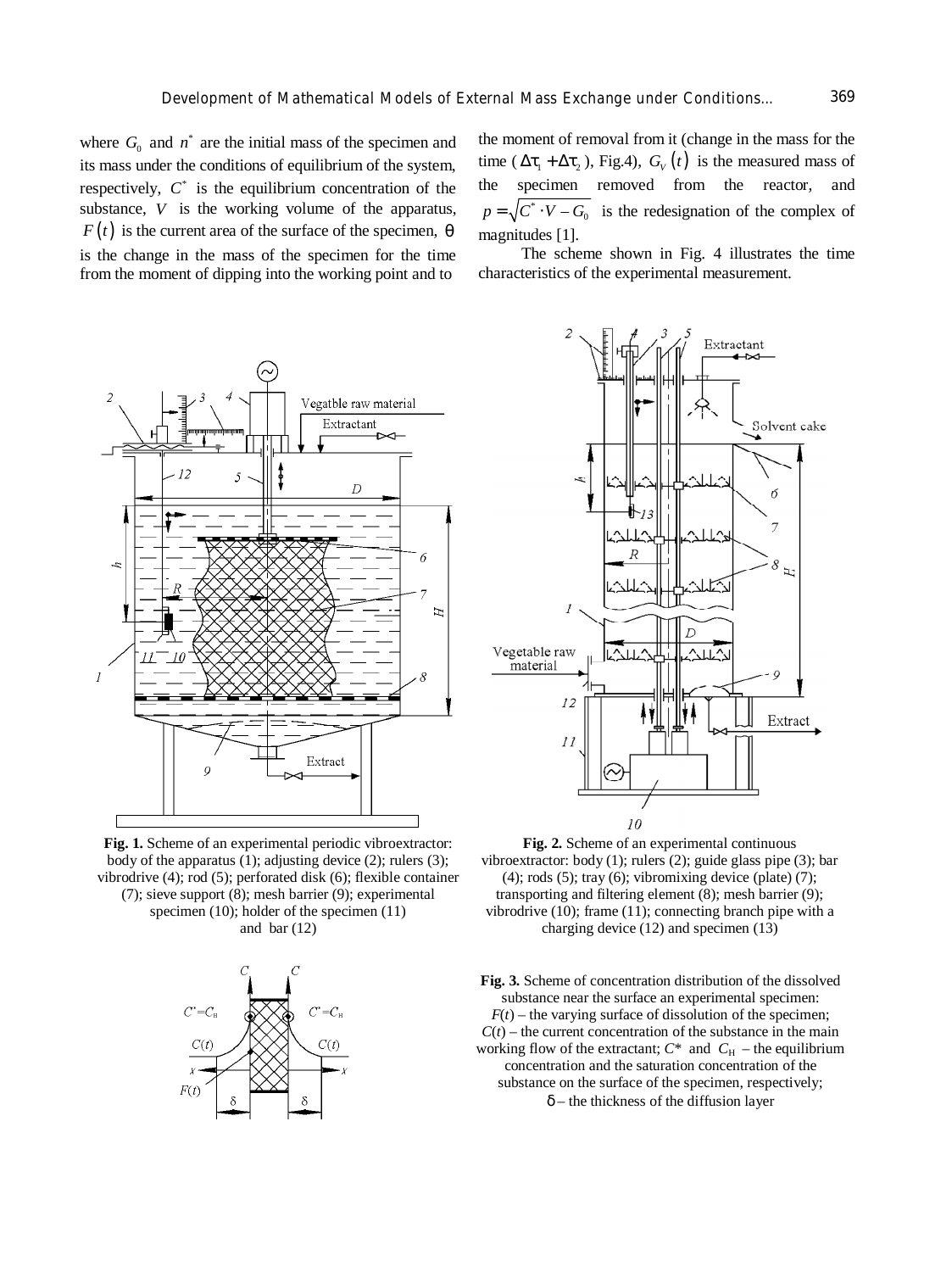where $G_0$ and $n^*$ are the initial mass of the specimen and its mass under the conditions of equilibrium of the system, respectively, $C^*$ is the equilibrium concentration of the substance, $V$ is the working volume of the apparatus, $F(t)$ is the current area of the surface of the specimen, $\theta$ is the change in the mass of the specimen for the time from the moment of dipping into the working point and to the moment of removal from it (change in the mass for the time ($\Delta\tau_1 + \Delta\tau_2$), Fig.4), $G_V(t)$ is the measured mass of the specimen removed from the reactor, and $p = \sqrt{C^* \cdot V - G_0}$ is the redesignation of the complex of magnitudes [1].

The scheme shown in Fig. 4 illustrates the time characteristics of the experimental measurement.

**Fig. 1.** Scheme of an experimental periodic vibroextractor: body of the apparatus (1); adjusting device (2); rulers (3); vibrodrive (4); rod (5); perforated disk (6); flexible container (7); sieve support (8); mesh barrier (9); experimental specimen (10); holder of the specimen (11) and bar (12)

**Fig. 2.** Scheme of an experimental continuous vibroextractor: body (1); rulers (2); guide glass pipe (3); bar (4); rods (5); tray (6); vibromixing device (plate) (7); transporting and filtering element (8); mesh barrier (9); vibrodrive (10); frame (11); connecting branch pipe with a charging device (12) and specimen (13)

**Fig. 3.** Scheme of concentration distribution of the dissolved substance near the surface an experimental specimen: $F(t)$ – the varying surface of dissolution of the specimen; $C(t)$ – the current concentration of the substance in the main working flow of the extractant; $C^*$ and $C_H$ – the equilibrium concentration and the saturation concentration of the substance on the surface of the specimen, respectively; $\delta$ – the thickness of the diffusion layer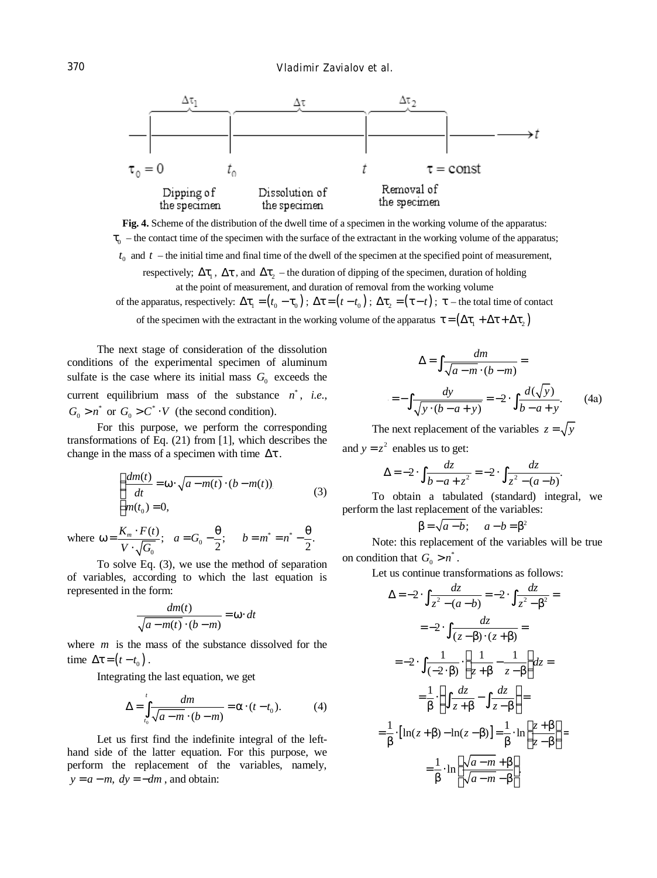Fig. 4. Scheme of the distribution of the dwell time of a specimen in the working volume of the apparatus:

**Fig. 4.** Scheme of the distribution of the dwell time of a specimen in the working volume of the apparatus: $\tau_0$ – the contact time of the specimen with the surface of the extractant in the working volume of the apparatus; $t_0$ and $t$ – the initial time and final time of the dwell of the specimen at the specified point of measurement, respectively; $\Delta\tau_1$, $\Delta\tau$, and $\Delta\tau_2$ – the duration of dipping of the specimen, duration of holding at the point of measurement, and duration of removal from the working volume of the apparatus, respectively: $\Delta\tau_1 = (t_0 - \tau_0)$; $\Delta\tau = (t - t_0)$; $\Delta\tau_2 = (\tau - t)$; $\tau$ – the total time of contact of the specimen with the extractant in the working volume of the apparatus $\tau = (\Delta\tau_1 + \Delta\tau + \Delta\tau_2)$

The next stage of consideration of the dissolution conditions of the experimental specimen of aluminum sulfate is the case where its initial mass $G_0$ exceeds the current equilibrium mass of the substance $n^*$, *i.e.*, $G_0 > n^*$ or $G_0 > C^* \cdot V$ (the second condition).

For this purpose, we perform the corresponding transformations of Eq. (21) from [1], which describes the change in the mass of a specimen with time $\Delta\tau$.

$$\begin{cases} \dfrac{dm(t)}{dt} = \omega \cdot \sqrt{a - m(t)} \cdot (b - m(t)), \\ m(t_0) = 0, \end{cases} \tag{3}$$

where $\omega = \dfrac{K_m \cdot F(t)}{V \cdot \sqrt{G_0}}$; $a = G_0 - \dfrac{\theta}{2}$; $b = m^* = n^* - \dfrac{\theta}{2}$.

To solve Eq. (3), we use the method of separation of variables, according to which the last equation is represented in the form:

$$\frac{dm(t)}{\sqrt{a - m(t)} \cdot (b - m)} = \omega \cdot dt$$

where $m$ is the mass of the substance dissolved for the time $\Delta\tau = (t - t_0)$.

Integrating the last equation, we get

$$\Delta = \int_{t_0}^{t} \frac{dm}{\sqrt{a - m} \cdot (b - m)} = \alpha \cdot (t - t_0). \tag{4}$$

Let us first find the indefinite integral of the left-hand side of the latter equation. For this purpose, we perform the replacement of the variables, namely, $y = a - m,\ dy = -dm$, and obtain:

$$\Delta = \int \frac{dm}{\sqrt{a - m} \cdot (b - m)} =$$

$$= -\int \frac{dy}{\sqrt{y} \cdot (b - a + y)} = -2 \cdot \int \frac{d(\sqrt{y})}{b - a + y}. \tag{4a}$$

The next replacement of the variables $z = \sqrt{y}$ and $y = z^2$ enables us to get:

$$\Delta = -2 \cdot \int \frac{dz}{b - a + z^2} = -2 \cdot \int \frac{dz}{z^2 - (a - b)}.$$

To obtain a tabulated (standard) integral, we perform the last replacement of the variables:

$$\beta = \sqrt{a - b}; \quad a - b = \beta^2$$

Note: this replacement of the variables will be true on condition that $G_0 > n^*$.

Let us continue transformations as follows:

$$\Delta = -2 \cdot \int \frac{dz}{z^2 - (a - b)} = -2 \cdot \int \frac{dz}{z^2 - \beta^2} =$$

$$= -2 \cdot \int \frac{dz}{(z - \beta) \cdot (z + \beta)} =$$

$$= -2 \cdot \int \frac{1}{(-2 \cdot \beta)} \cdot \left( \frac{1}{z + \beta} - \frac{1}{z - \beta} \right) dz =$$

$$= \frac{1}{\beta} \cdot \left( \int \frac{dz}{z + \beta} - \int \frac{dz}{z - \beta} \right) =$$

$$= \frac{1}{\beta} \cdot \left[ \ln(z + \beta) - \ln(z - \beta) \right] = \frac{1}{\beta} \cdot \ln\left( \frac{z + \beta}{z - \beta} \right) =$$

$$= \frac{1}{\beta} \cdot \ln\left( \frac{\sqrt{a - m} + \beta}{\sqrt{a - m} - \beta} \right).$$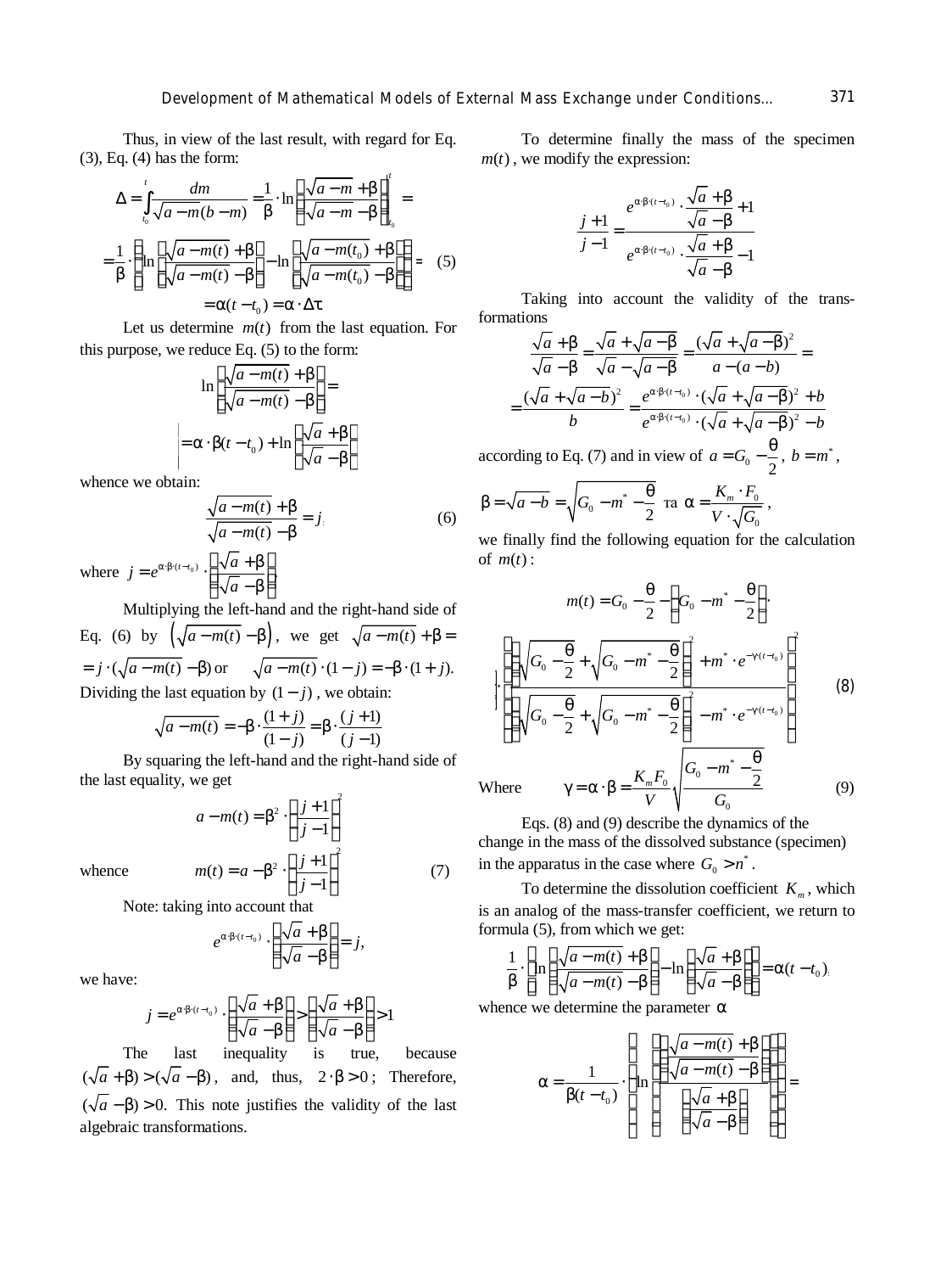Thus, in view of the last result, with regard for Eq. (3), Eq. (4) has the form:

$$\Delta = \int_{t_0}^{t} \frac{dm}{\sqrt{a-m}(b-m)} = \frac{1}{\beta}\cdot \ln\left(\frac{\sqrt{a-m}+\beta}{\sqrt{a-m}-\beta}\right)\Bigg|_{t_0}^{t} =$$

$$= \frac{1}{\beta}\cdot\left[\ln\left(\frac{\sqrt{a-m(t)}+\beta}{\sqrt{a-m(t)}-\beta}\right) - \ln\left(\frac{\sqrt{a-m(t_0)}+\beta}{\sqrt{a-m(t_0)}-\beta}\right)\right] = \quad (5)$$

$$= \alpha(t-t_0) = \alpha\cdot\Delta\tau$$

Let us determine $m(t)$ from the last equation. For this purpose, we reduce Eq. (5) to the form:

$$\ln\left(\frac{\sqrt{a-m(t)}+\beta}{\sqrt{a-m(t)}-\beta}\right) =$$

$$= \alpha\cdot\beta(t-t_0) + \ln\left(\frac{\sqrt{a}+\beta}{\sqrt{a}-\beta}\right)$$

whence we obtain:

$$\frac{\sqrt{a-m(t)}+\beta}{\sqrt{a-m(t)}-\beta} = j, \quad (6)$$

where $j = e^{\alpha\cdot\beta\cdot(t-t_0)}\cdot\left(\frac{\sqrt{a}+\beta}{\sqrt{a}-\beta}\right)$.

Multiplying the left-hand and the right-hand side of Eq. (6) by $\left(\sqrt{a-m(t)}-\beta\right)$, we get $\sqrt{a-m(t)}+\beta = j\cdot(\sqrt{a-m(t)}-\beta)$ or $\sqrt{a-m(t)}\cdot(1-j) = -\beta\cdot(1+j)$. Dividing the last equation by $(1-j)$, we obtain:

$$\sqrt{a-m(t)} = -\beta\cdot\frac{(1+j)}{(1-j)} = \beta\cdot\frac{(j+1)}{(j-1)}$$

By squaring the left-hand and the right-hand side of the last equality, we get

$$a - m(t) = \beta^2\cdot\left(\frac{j+1}{j-1}\right)^2$$

whence

$$m(t) = a - \beta^2\cdot\left(\frac{j+1}{j-1}\right)^2 \quad (7)$$

Note: taking into account that

$$e^{\alpha\cdot\beta\cdot(t-t_0)}\cdot\left(\frac{\sqrt{a}+\beta}{\sqrt{a}-\beta}\right) = j,$$

we have:

$$j = e^{\alpha\cdot\beta\cdot(t-t_0)}\cdot\left(\frac{\sqrt{a}+\beta}{\sqrt{a}-\beta}\right) > \left(\frac{\sqrt{a}+\beta}{\sqrt{a}-\beta}\right) > 1$$

The last inequality is true, because $(\sqrt{a}+\beta) > (\sqrt{a}-\beta)$, and, thus, $2\cdot\beta > 0$; Therefore, $(\sqrt{a}-\beta) > 0$. This note justifies the validity of the last algebraic transformations.

To determine finally the mass of the specimen $m(t)$, we modify the expression:

$$\frac{j+1}{j-1} = \frac{e^{\alpha\cdot\beta\cdot(t-t_0)}\cdot\frac{\sqrt{a}+\beta}{\sqrt{a}-\beta}+1}{e^{\alpha\cdot\beta\cdot(t-t_0)}\cdot\frac{\sqrt{a}+\beta}{\sqrt{a}-\beta}-1}$$

Taking into account the validity of the transformations

$$\frac{\sqrt{a}+\beta}{\sqrt{a}-\beta} = \frac{\sqrt{a}+\sqrt{a-\beta}}{\sqrt{a}-\sqrt{a-\beta}} = \frac{(\sqrt{a}+\sqrt{a-\beta})^2}{a-(a-b)} =$$

$$= \frac{(\sqrt{a}+\sqrt{a-b})^2}{b} = \frac{e^{\alpha\cdot\beta\cdot(t-t_0)}\cdot(\sqrt{a}+\sqrt{a-\beta})^2 + b}{e^{\alpha\cdot\beta\cdot(t-t_0)}\cdot(\sqrt{a}+\sqrt{a-\beta})^2 - b}$$

according to Eq. (7) and in view of $a = G_0 - \frac{\theta}{2}$, $b = m^*$,

$\beta = \sqrt{a-b} = \sqrt{G_0 - m^* - \frac{\theta}{2}}$ та $\alpha = \frac{K_m\cdot F_0}{V\cdot\sqrt{G_0}}$,

we finally find the following equation for the calculation of $m(t)$:

$$m(t) = G_0 - \frac{\theta}{2} - \left(G_0 - m^* - \frac{\theta}{2}\right)\cdot$$

$$\cdot\left(\frac{\left(\sqrt{G_0-\frac{\theta}{2}}+\sqrt{G_0-m^*-\frac{\theta}{2}}\right)^2 + m^*\cdot e^{-\gamma(t-t_0)}}{\left(\sqrt{G_0-\frac{\theta}{2}}+\sqrt{G_0-m^*-\frac{\theta}{2}}\right)^2 - m^*\cdot e^{-\gamma(t-t_0)}}\right)^2 \quad (8)$$

Where

$$\gamma = \alpha\cdot\beta = \frac{K_m F_0}{V}\sqrt{\frac{G_0 - m^* - \frac{\theta}{2}}{G_0}} \quad (9)$$

Eqs. (8) and (9) describe the dynamics of the change in the mass of the dissolved substance (specimen) in the apparatus in the case where $G_0 > n^*$.

To determine the dissolution coefficient $K_m$, which is an analog of the mass-transfer coefficient, we return to formula (5), from which we get:

$$\frac{1}{\beta}\cdot\left[\ln\left(\frac{\sqrt{a-m(t)}+\beta}{\sqrt{a-m(t)}-\beta}\right) - \ln\left(\frac{\sqrt{a}+\beta}{\sqrt{a}-\beta}\right)\right] = \alpha(t-t_0),$$

whence we determine the parameter $\alpha$

$$\alpha = \frac{1}{\beta(t-t_0)}\cdot\left[\ln\left(\frac{\left(\frac{\sqrt{a-m(t)}+\beta}{\sqrt{a-m(t)}-\beta}\right)}{\left(\frac{\sqrt{a}+\beta}{\sqrt{a}-\beta}\right)}\right)\right] =$$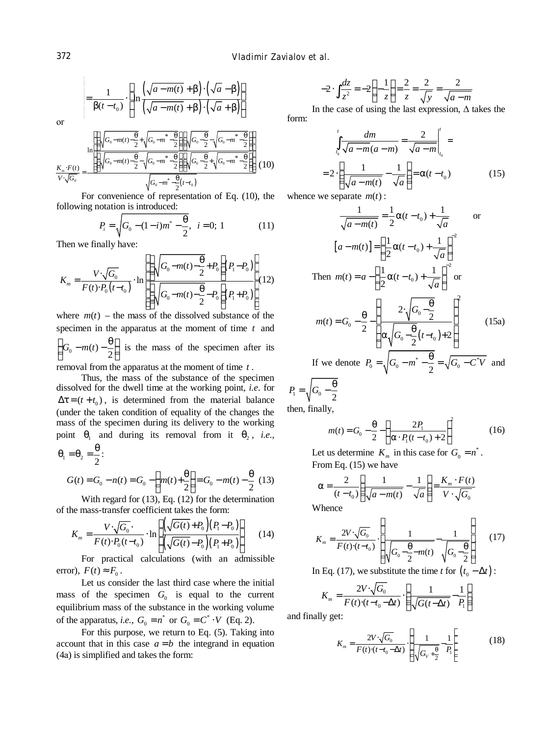$$= \frac{1}{\beta(t-t_0)} \cdot \left[ \ln \frac{\left(\sqrt{a-m(t)} + \beta\right) \cdot \left(\sqrt{a} - \beta\right)}{\left(\sqrt{a-m(t)} + \beta\right) \cdot \left(\sqrt{a} + \beta\right)} \right]$$

or

$$\frac{K_m \cdot F(t)}{V \cdot \sqrt{G_0}} = \frac{\ln \left[ \frac{\left(\sqrt{G_0 - m(t) - \frac{\theta}{2}} + \sqrt{G_0 - m^* - \frac{\theta}{2}}\right)\left(\sqrt{G_0 - \frac{\theta}{2}} - \sqrt{G_0 - m^* - \frac{\theta}{2}}\right)}{\left(\sqrt{G_0 - m(t) - \frac{\theta}{2}} - \sqrt{G_0 - m^* - \frac{\theta}{2}}\right)\left(\sqrt{G_0 - \frac{\theta}{2}} + \sqrt{G_0 - m^* - \frac{\theta}{2}}\right)} \right]}{\sqrt{G_0 - m^* - \frac{\theta}{2}}(t - t_0)} \quad (10)$$

For convenience of representation of Eq. (10), the following notation is introduced:

$$P_i = \sqrt{G_0 - (1-i)m^* - \frac{\theta}{2}}, \quad i = 0;\ 1 \quad (11)$$

Then we finally have:

$$K_m = \frac{V \cdot \sqrt{G_0}}{F(t) \cdot P_0 (t - t_0)} \cdot \ln \left[ \frac{\left(\sqrt{G_0 - m(t) - \frac{\theta}{2}} + P_0\right)(P_1 - P_0)}{\left(\sqrt{G_0 - m(t) - \frac{\theta}{2}} - P_0\right)(P_1 + P_0)} \right] \quad (12)$$

where $m(t)$ – the mass of the dissolved substance of the specimen in the apparatus at the moment of time $t$ and $\left(G_0 - m(t) - \frac{\theta}{2}\right)$ is the mass of the specimen after its removal from the apparatus at the moment of time $t$.

Thus, the mass of the substance of the specimen dissolved for the dwell time at the working point, *i.e.* for $\Delta\tau = (t + t_0)$, is determined from the material balance (under the taken condition of equality of the changes the mass of the specimen during its delivery to the working point $\theta_1$ and during its removal from it $\theta_2$, *i.e.*, $\theta_1 = \theta_2 = \frac{\theta}{2}$:

$$G(t) = G_0 - n(t) = G_0 - \left(m(t) + \frac{\theta}{2}\right) = G_0 - m(t) - \frac{\theta}{2} \quad (13)$$

With regard for (13), Eq. (12) for the determination of the mass-transfer coefficient takes the form:

$$K_m = \frac{V \cdot \sqrt{G_0} \cdot}{F(t) \cdot P_0 (t - t_0)} \cdot \ln \left[ \frac{\left(\sqrt{G(t)} + P_0\right)(P_1 - P_0)}{\left(\sqrt{G(t)} - P_0\right)(P_1 + P_0)} \right] \quad (14)$$

For practical calculations (with an admissible error), $F(t) \approx F_0$.

Let us consider the last third case where the initial mass of the specimen $G_0$ is equal to the current equilibrium mass of the substance in the working volume of the apparatus, *i.e.*, $G_0 = n^*$ or $G_0 = C^* \cdot V$ (Eq. 2).

For this purpose, we return to Eq. (5). Taking into account that in this case $a = b$ the integrand in equation (4a) is simplified and takes the form:

$$-2 \cdot \int \frac{dz}{z^2} = -2\left(-\frac{1}{z}\right) = \frac{2}{z} = \frac{2}{\sqrt{y}} = \frac{2}{\sqrt{a-m}}$$

In the case of using the last expression, $\Delta$ takes the form:

$$\int_{t_0}^{t} \frac{dm}{\sqrt{a-m}(a-m)} = \left.\frac{2}{\sqrt{a-m}}\right|_{t_0}^{t} =$$

$$= 2 \cdot \left( \frac{1}{\sqrt{a - m(t)}} - \frac{1}{\sqrt{a}} \right) = \alpha(t - t_0) \quad (15)$$

whence we separate $m(t)$:

$$\frac{1}{\sqrt{a-m(t)}} = \frac{1}{2}\alpha(t-t_0) + \frac{1}{\sqrt{a}} \quad \text{or}$$

$$\left[a - m(t)\right] = \left(\frac{1}{2}\alpha(t-t_0) + \frac{1}{\sqrt{a}}\right)^{-2}$$

Then $m(t) = a - \left(\frac{1}{2}\alpha(t-t_0) + \frac{1}{\sqrt{a}}\right)^{-2}$ or

$$m(t) = G_0 - \frac{\theta}{2} - \left( \frac{2 \cdot \sqrt{G_0 - \frac{\theta}{2}}}{\alpha\sqrt{G_0 - \frac{\theta}{2}}(t - t_0) + 2} \right)^2 \quad (15a)$$

If we denote $P_0 = \sqrt{G_0 - m^* - \frac{\theta}{2}} = \sqrt{G_0 - C^* V}$ and $P_1 = \sqrt{G_0 - \frac{\theta}{2}}$

then, finally,

$$m(t) = G_0 - \frac{\theta}{2} - \left( \frac{2P_1}{\alpha \cdot P_1 (t - t_0) + 2} \right)^2 \quad (16)$$

Let us determine $K_m$ in this case for $G_0 = n^*$.

From Eq. (15) we have

$$\alpha = \frac{2}{(t - t_0)} \left( \frac{1}{\sqrt{a - m(t)}} - \frac{1}{\sqrt{a}} \right) = \frac{K_m \cdot F(t)}{V \cdot \sqrt{G_0}}$$

Whence

$$K_m = \frac{2V \cdot \sqrt{G_0}}{F(t) \cdot (t - t_0)} \cdot \left( \frac{1}{\sqrt{G_0 - \frac{\theta}{2} - m(t)}} - \frac{1}{\sqrt{G_0 - \frac{\theta}{2}}} \right) \quad (17)$$

In Eq. (17), we substitute the time $t$ for $(t_0 - \Delta t)$:

$$K_m = \frac{2V \cdot \sqrt{G_0}}{F(t) \cdot (t - t_0 - \Delta t)} \cdot \left( \frac{1}{\sqrt{G(t - \Delta t)}} - \frac{1}{P_1} \right)$$

and finally get:

$$K_m = \frac{2V \cdot \sqrt{G_0}}{F(t) \cdot (t - t_0 - \Delta t)} \cdot \left( \frac{1}{\sqrt{G_V + \frac{\theta}{2}}} - \frac{1}{P_1} \right) \quad (18)$$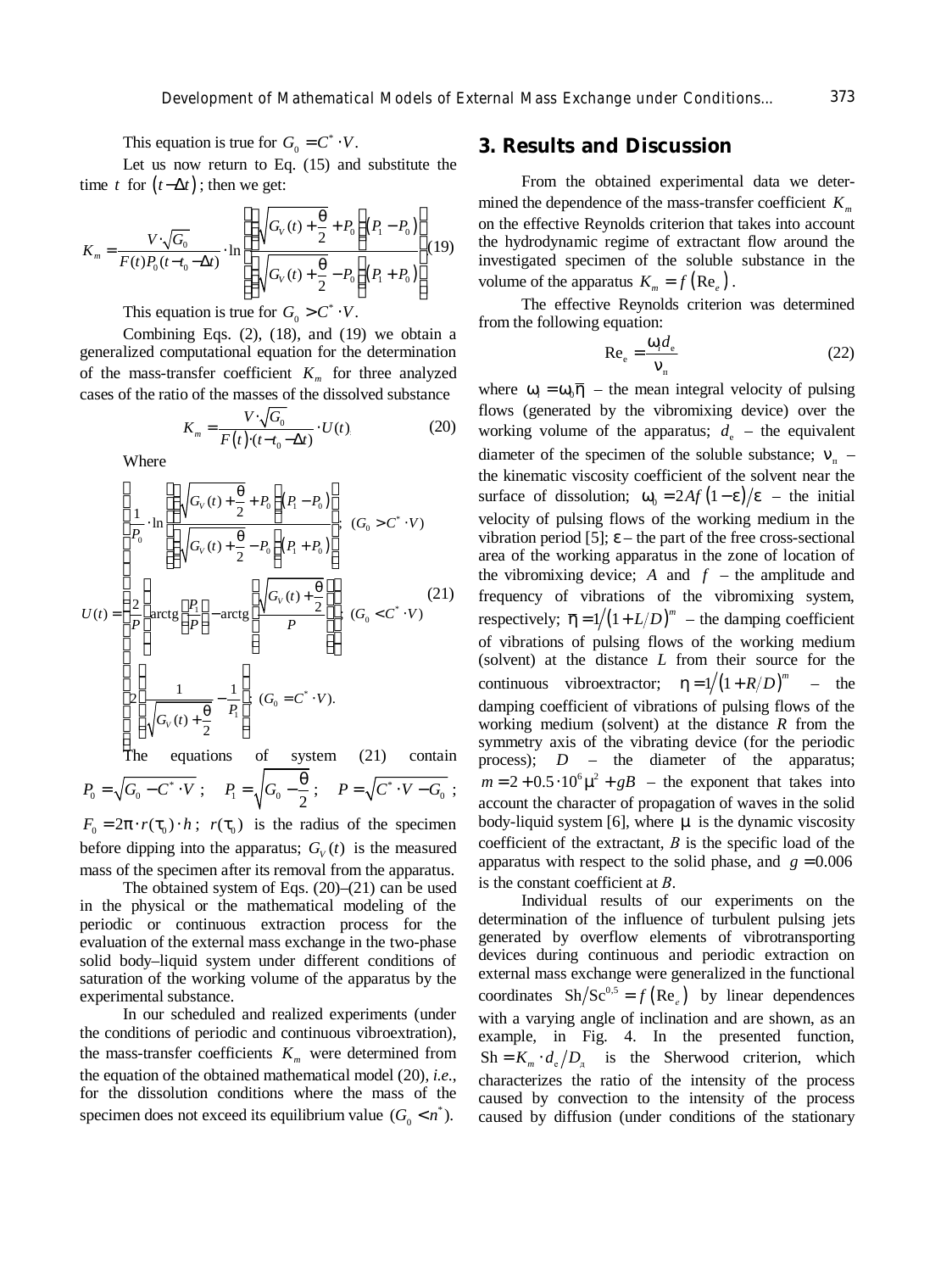This equation is true for $G_0 = C^* \cdot V$.

Let us now return to Eq. (15) and substitute the time $t$ for $(t - \Delta t)$; then we get:

$$K_m = \frac{V \cdot \sqrt{G_0}}{F(t) P_0 (t - t_0 - \Delta t)} \cdot \ln \left[ \frac{\left(\sqrt{G_V(t) + \frac{\theta}{2}} + P_0\right)(P_1 - P_0)}{\left(\sqrt{G_V(t) + \frac{\theta}{2}} - P_0\right)(P_1 + P_0)} \right] \quad (19)$$

This equation is true for $G_0 > C^* \cdot V$.

Combining Eqs. (2), (18), and (19) we obtain a generalized computational equation for the determination of the mass-transfer coefficient $K_m$ for three analyzed cases of the ratio of the masses of the dissolved substance

$$K_m = \frac{V \cdot \sqrt{G_0}}{F(t) \cdot (t - t_0 - \Delta t)} \cdot U(t), \quad (20)$$

Where

$$U(t) = \begin{cases} \frac{1}{P_0} \cdot \ln \left[ \frac{\left(\sqrt{G_V(t) + \frac{\theta}{2}} + P_0\right)(P_1 - P_0)}{\left(\sqrt{G_V(t) + \frac{\theta}{2}} - P_0\right)(P_1 + P_0)} \right], & (G_0 > C^* \cdot V) \\ \frac{2}{P} \left[ \operatorname{arctg}\left(\frac{P_1}{P}\right) - \operatorname{arctg}\left(\frac{\sqrt{G_V(t) + \frac{\theta}{2}}}{P}\right) \right], & (G_0 < C^* \cdot V) \\ 2\left[ \frac{1}{\sqrt{G_V(t) + \frac{\theta}{2}}} - \frac{1}{P_1} \right]; & (G_0 = C^* \cdot V). \end{cases} \quad (21)$$

The equations of system (21) contain $P_0 = \sqrt{G_0 - C^* \cdot V}$; $P_1 = \sqrt{G_0 - \frac{\theta}{2}}$; $P = \sqrt{C^* \cdot V - G_0}$; $F_0 = 2\pi \cdot r(\tau_0) \cdot h$; $r(\tau_0)$ is the radius of the specimen before dipping into the apparatus; $G_V(t)$ is the measured mass of the specimen after its removal from the apparatus.

The obtained system of Eqs. (20)–(21) can be used in the physical or the mathematical modeling of the periodic or continuous extraction process for the evaluation of the external mass exchange in the two-phase solid body–liquid system under different conditions of saturation of the working volume of the apparatus by the experimental substance.

In our scheduled and realized experiments (under the conditions of periodic and continuous vibroextration), the mass-transfer coefficients $K_m$ were determined from the equation of the obtained mathematical model (20), *i.e.*, for the dissolution conditions where the mass of the specimen does not exceed its equilibrium value ($G_0 < n^*$).

## 3. Results and Discussion

From the obtained experimental data we determined the dependence of the mass-transfer coefficient $K_m$ on the effective Reynolds criterion that takes into account the hydrodynamic regime of extractant flow around the investigated specimen of the soluble substance in the volume of the apparatus $K_m = f(\text{Re}_e)$.

The effective Reynolds criterion was determined from the following equation:

$$\text{Re}_e = \frac{\omega_i d_e}{\nu_п} \quad (22)$$

where $\omega_i = \omega_0 \bar{\eta}$ – the mean integral velocity of pulsing flows (generated by the vibromixing device) over the working volume of the apparatus; $d_e$ – the equivalent diameter of the specimen of the soluble substance; $\nu_п$ – the kinematic viscosity coefficient of the solvent near the surface of dissolution; $\omega_0 = 2Af(1-\varepsilon)/\varepsilon$ – the initial velocity of pulsing flows of the working medium in the vibration period [5]; $\varepsilon$ – the part of the free cross-sectional area of the working apparatus in the zone of location of the vibromixing device; $A$ and $f$ – the amplitude and frequency of vibrations of the vibromixing system, respectively; $\bar{\eta} = 1/(1+L/D)^m$ – the damping coefficient of vibrations of pulsing flows of the working medium (solvent) at the distance $L$ from their source for the continuous vibroextractor; $\eta = 1/(1+R/D)^m$ – the damping coefficient of vibrations of pulsing flows of the working medium (solvent) at the distance $R$ from the symmetry axis of the vibrating device (for the periodic process); $D$ – the diameter of the apparatus; $m = 2 + 0.5 \cdot 10^6 \mu^2 + gB$ – the exponent that takes into account the character of propagation of waves in the solid body-liquid system [6], where $\mu$ is the dynamic viscosity coefficient of the extractant, $B$ is the specific load of the apparatus with respect to the solid phase, and $g = 0.006$ is the constant coefficient at $B$.

Individual results of our experiments on the determination of the influence of turbulent pulsing jets generated by overflow elements of vibrotransporting devices during continuous and periodic extraction on external mass exchange were generalized in the functional coordinates $\text{Sh}/\text{Sc}^{0,5} = f(\text{Re}_e)$ by linear dependences with a varying angle of inclination and are shown, as an example, in Fig. 4. In the presented function, $\text{Sh} = K_m \cdot d_e / D_д$ is the Sherwood criterion, which characterizes the ratio of the intensity of the process caused by convection to the intensity of the process caused by diffusion (under conditions of the stationary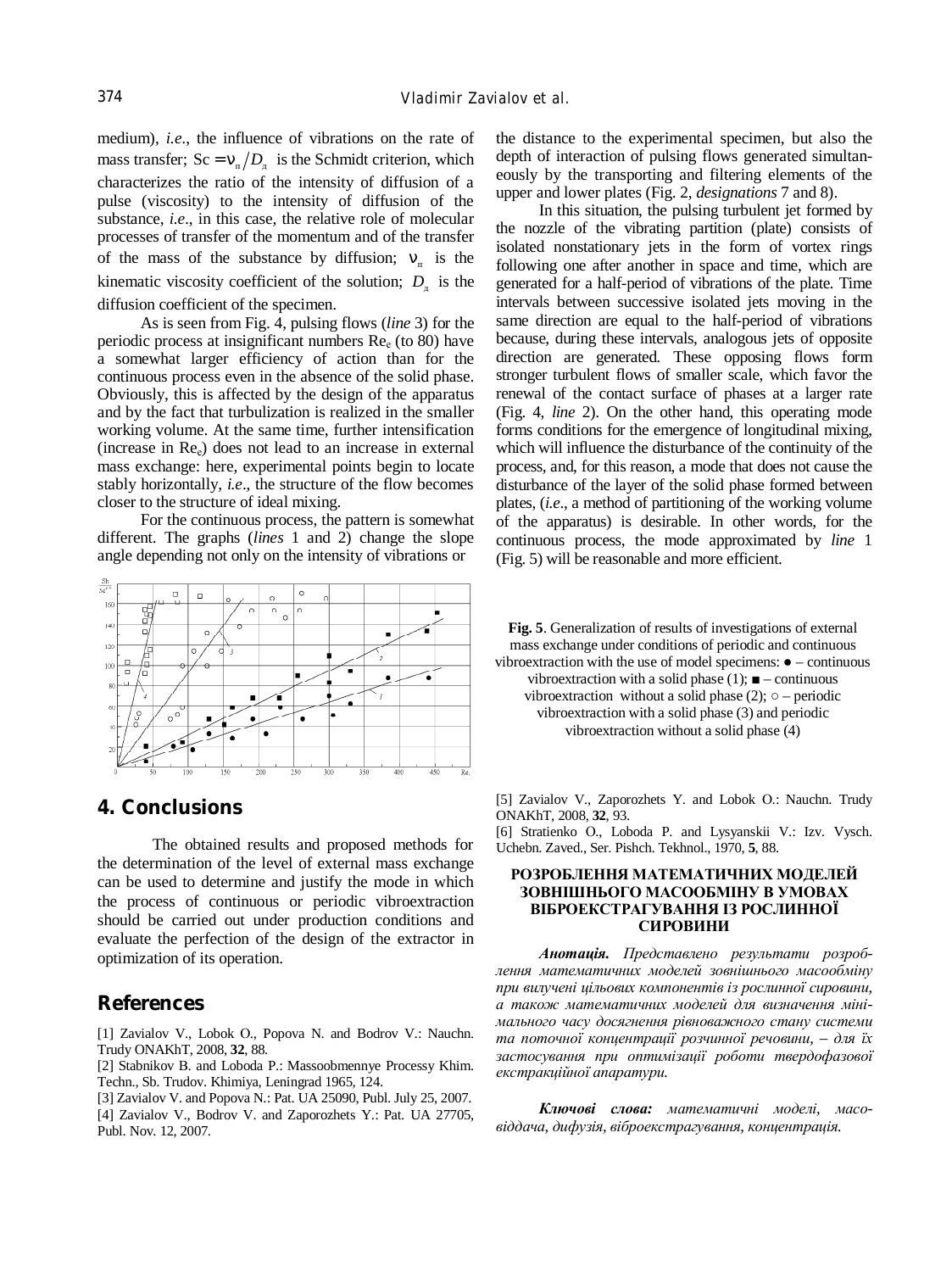medium), *i.e.*, the influence of vibrations on the rate of mass transfer; $\mathrm{Sc} = \nu_{\text{п}}/D_{\text{д}}$ is the Schmidt criterion, which characterizes the ratio of the intensity of diffusion of a pulse (viscosity) to the intensity of diffusion of the substance, *i.e.*, in this case, the relative role of molecular processes of transfer of the momentum and of the transfer of the mass of the substance by diffusion; $\nu_{\text{п}}$ is the kinematic viscosity coefficient of the solution; $D_{\text{д}}$ is the diffusion coefficient of the specimen.

As is seen from Fig. 4, pulsing flows (*line* 3) for the periodic process at insignificant numbers $\mathrm{Re_e}$ (to 80) have a somewhat larger efficiency of action than for the continuous process even in the absence of the solid phase. Obviously, this is affected by the design of the apparatus and by the fact that turbulization is realized in the smaller working volume. At the same time, further intensification (increase in $\mathrm{Re_e}$) does not lead to an increase in external mass exchange: here, experimental points begin to locate stably horizontally, *i.e*., the structure of the flow becomes closer to the structure of ideal mixing.

For the continuous process, the pattern is somewhat different. The graphs (*lines* 1 and 2) change the slope angle depending not only on the intensity of vibrations or the distance to the experimental specimen, but also the depth of interaction of pulsing flows generated simultaneously by the transporting and filtering elements of the upper and lower plates (Fig. 2, *designations* 7 and 8).

In this situation, the pulsing turbulent jet formed by the nozzle of the vibrating partition (plate) consists of isolated nonstationary jets in the form of vortex rings following one after another in space and time, which are generated for a half-period of vibrations of the plate. Time intervals between successive isolated jets moving in the same direction are equal to the half-period of vibrations because, during these intervals, analogous jets of opposite direction are generated. These opposing flows form stronger turbulent flows of smaller scale, which favor the renewal of the contact surface of phases at a larger rate (Fig. 4, *line* 2). On the other hand, this operating mode forms conditions for the emergence of longitudinal mixing, which will influence the disturbance of the continuity of the process, and, for this reason, a mode that does not cause the disturbance of the layer of the solid phase formed between plates, (*i.e*., a method of partitioning of the working volume of the apparatus) is desirable. In other words, for the continuous process, the mode approximated by *line* 1 (Fig. 5) will be reasonable and more efficient.

Sh/Sc^0.33
160
140
120
100
80
60
40
20
0 50 100 150 200 250 300 350 400 450 Re
1 2 3 4

**Fig. 5**. Generalization of results of investigations of external mass exchange under conditions of periodic and continuous vibroextraction with the use of model specimens: ● – continuous vibroextraction with a solid phase (1); ■ – continuous vibroextraction without a solid phase (2); ○ – periodic vibroextraction with a solid phase (3) and periodic vibroextraction without a solid phase (4)

## 4. Conclusions

The obtained results and proposed methods for the determination of the level of external mass exchange can be used to determine and justify the mode in which the process of continuous or periodic vibroextraction should be carried out under production conditions and evaluate the perfection of the design of the extractor in optimization of its operation.

## References

[1] Zavialov V., Lobok O., Popova N. and Bodrov V.: Nauchn. Trudy ONAKhT, 2008, **32**, 88.

[2] Stabnikov B. and Loboda P.: Massoobmennye Processy Khim. Techn., Sb. Trudov. Khimiya, Leningrad 1965, 124.

[3] Zavialov V. and Popova N.: Pat. UA 25090, Publ. July 25, 2007.

[4] Zavialov V., Bodrov V. and Zaporozhets Y.: Pat. UA 27705, Publ. Nov. 12, 2007.

[5] Zavialov V., Zaporozhets Y. and Lobok O.: Nauchn. Trudy ONAKhT, 2008, **32**, 93.

[6] Stratienko O., Loboda P. and Lysyanskii V.: Izv. Vysch. Uchebn. Zaved., Ser. Pishch. Tekhnol., 1970, **5**, 88.

**РОЗРОБЛЕННЯ МАТЕМАТИЧНИХ МОДЕЛЕЙ ЗОВНІШНЬОГО МАСООБМІНУ В УМОВАХ ВІБРОЕКСТРАГУВАННЯ ІЗ РОСЛИННОЇ СИРОВИНИ**

***Анотація.*** *Представлено результати розроблення математичних моделей зовнішнього масообміну при вилученні цільових компонентів із рослинної сировини, а також математичних моделей для визначення мінімального часу досягнення рівноважного стану системи та поточної концентрації розчинної речовини, – для їх застосування при оптимізації роботи твердофазової екстракційної апаратури.*

***Ключові слова:*** *математичні моделі, масовіддача, дифузія, віброекстрагування, концентрація.*